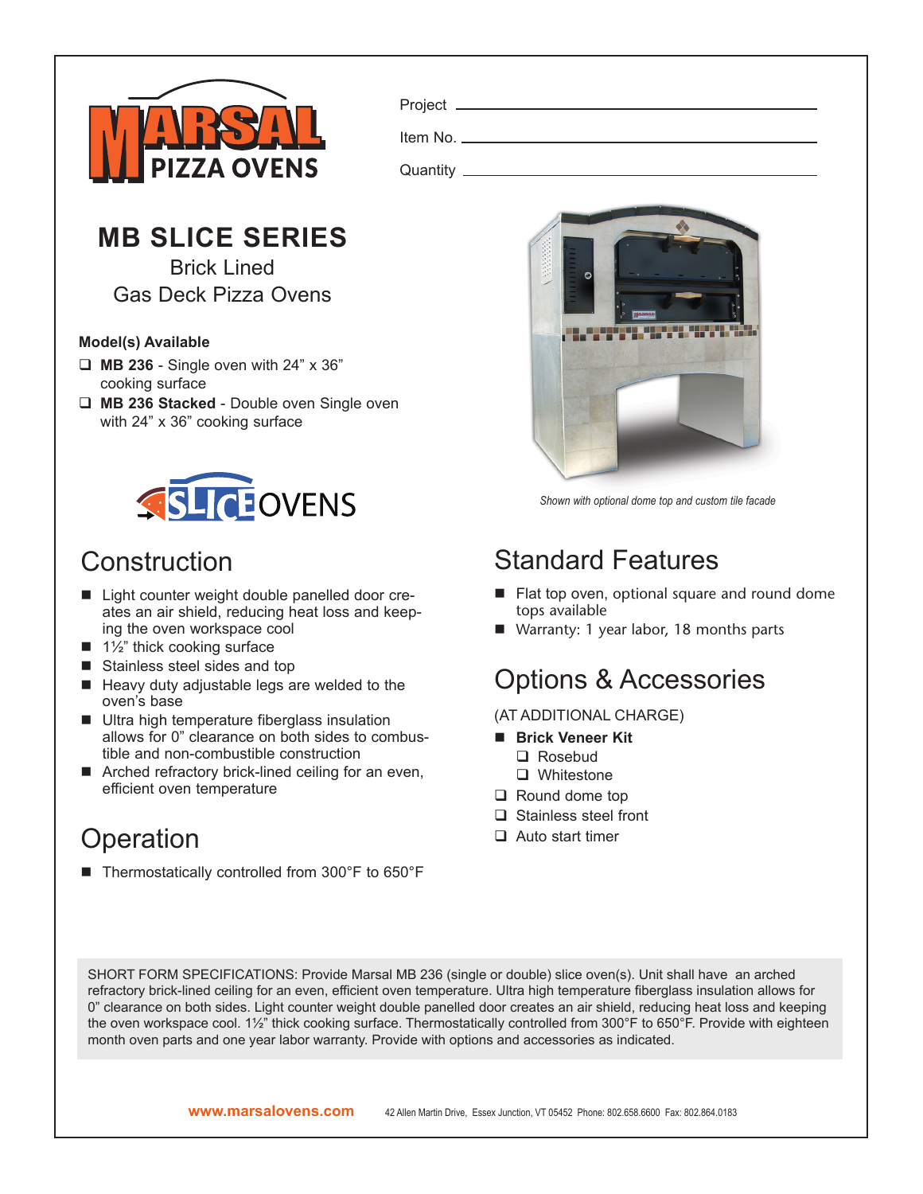MARSAL PIZZA OVENS

Project ______________________

Item No. ______________________

Quantity ______________________

# MB SLICE SERIES

Brick Lined
Gas Deck Pizza Ovens

**Model(s) Available**

- ❑ **MB 236** - Single oven with 24" x 36" cooking surface
- ❑ **MB 236 Stacked** - Double oven Single oven with 24" x 36" cooking surface

SLICE OVENS

*Shown with optional dome top and custom tile facade*

## Construction

- Light counter weight double panelled door creates an air shield, reducing heat loss and keeping the oven workspace cool
- 1½" thick cooking surface
- Stainless steel sides and top
- Heavy duty adjustable legs are welded to the oven's base
- Ultra high temperature fiberglass insulation allows for 0" clearance on both sides to combustible and non-combustible construction
- Arched refractory brick-lined ceiling for an even, efficient oven temperature

## Operation

- Thermostatically controlled from 300°F to 650°F

## Standard Features

- Flat top oven, optional square and round dome tops available
- Warranty: 1 year labor, 18 months parts

## Options & Accessories

(AT ADDITIONAL CHARGE)

- **Brick Veneer Kit**
  - ❑ Rosebud
  - ❑ Whitestone
- ❑ Round dome top
- ❑ Stainless steel front
- ❑ Auto start timer

SHORT FORM SPECIFICATIONS: Provide Marsal MB 236 (single or double) slice oven(s). Unit shall have an arched refractory brick-lined ceiling for an even, efficient oven temperature. Ultra high temperature fiberglass insulation allows for 0" clearance on both sides. Light counter weight double panelled door creates an air shield, reducing heat loss and keeping the oven workspace cool. 1½" thick cooking surface. Thermostatically controlled from 300°F to 650°F. Provide with eighteen month oven parts and one year labor warranty. Provide with options and accessories as indicated.

**www.marsalovens.com** 42 Allen Martin Drive, Essex Junction, VT 05452 Phone: 802.658.6600 Fax: 802.864.0183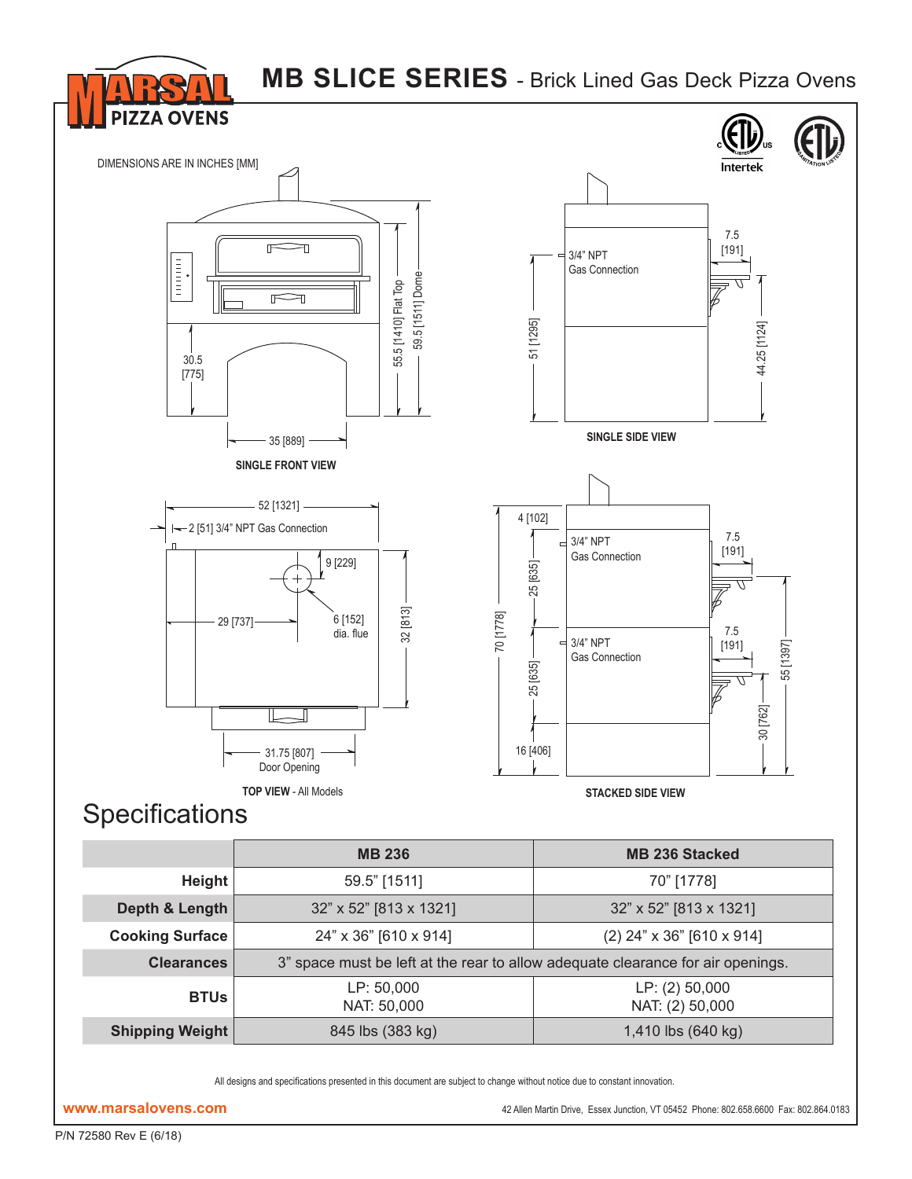# MB SLICE SERIES - Brick Lined Gas Deck Pizza Ovens

DIMENSIONS ARE IN INCHES [MM]

30.5 [775]

35 [889]

55.5 [1410] Flat Top

59.5 [1511] Dome

SINGLE FRONT VIEW

3/4" NPT Gas Connection

7.5 [191]

51 [1295]

44.25 [1124]

SINGLE SIDE VIEW

52 [1321]

2 [51] 3/4" NPT Gas Connection

9 [229]

29 [737]

6 [152] dia. flue

32 [813]

31.75 [807] Door Opening

TOP VIEW - All Models

4 [102]

3/4" NPT Gas Connection

7.5 [191]

25 [635]

70 [1778]

3/4" NPT Gas Connection

7.5 [191]

25 [635]

55 [1397]

30 [762]

16 [406]

STACKED SIDE VIEW

## Specifications

| | MB 236 | MB 236 Stacked |
|---|---|---|
| **Height** | 59.5" [1511] | 70" [1778] |
| **Depth & Length** | 32" x 52" [813 x 1321] | 32" x 52" [813 x 1321] |
| **Cooking Surface** | 24" x 36" [610 x 914] | (2) 24" x 36" [610 x 914] |
| **Clearances** | 3" space must be left at the rear to allow adequate clearance for air openings. | |
| **BTUs** | LP: 50,000<br>NAT: 50,000 | LP: (2) 50,000<br>NAT: (2) 50,000 |
| **Shipping Weight** | 845 lbs (383 kg) | 1,410 lbs (640 kg) |

All designs and specifications presented in this document are subject to change without notice due to constant innovation.

www.marsalovens.com

42 Allen Martin Drive, Essex Junction, VT 05452 Phone: 802.658.6600 Fax: 802.864.0183

P/N 72580 Rev E (6/18)